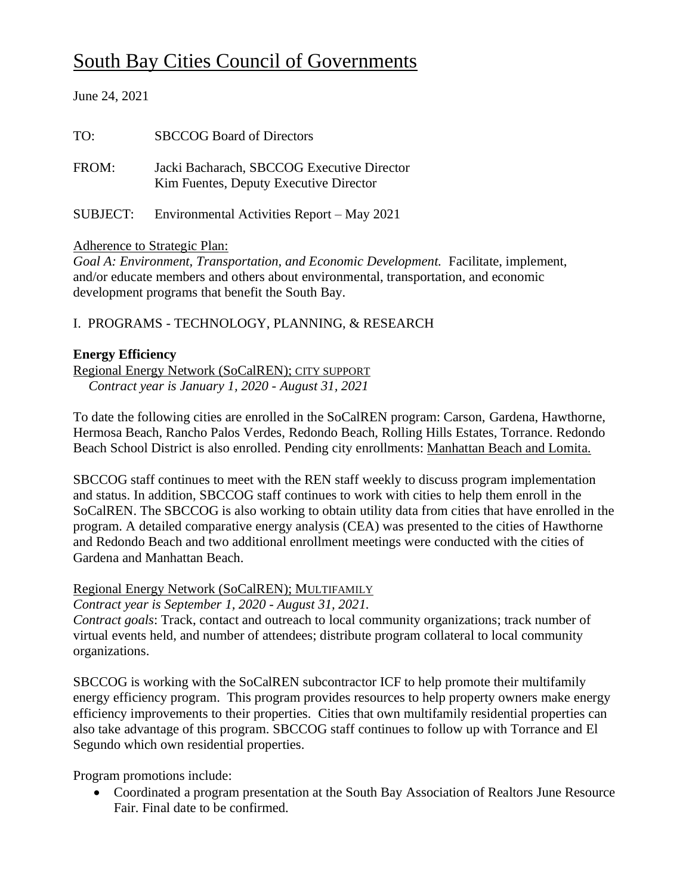# South Bay Cities Council of Governments

June 24, 2021

TO: SBCCOG Board of Directors

FROM: Jacki Bacharach, SBCCOG Executive Director
Kim Fuentes, Deputy Executive Director

SUBJECT: Environmental Activities Report – May 2021

Adherence to Strategic Plan:
*Goal A: Environment, Transportation, and Economic Development.* Facilitate, implement, and/or educate members and others about environmental, transportation, and economic development programs that benefit the South Bay.

## I. PROGRAMS - TECHNOLOGY, PLANNING, & RESEARCH

### Energy Efficiency

Regional Energy Network (SoCalREN); CITY SUPPORT
*Contract year is January 1, 2020 - August 31, 2021*

To date the following cities are enrolled in the SoCalREN program: Carson, Gardena, Hawthorne, Hermosa Beach, Rancho Palos Verdes, Redondo Beach, Rolling Hills Estates, Torrance. Redondo Beach School District is also enrolled. Pending city enrollments: Manhattan Beach and Lomita.

SBCCOG staff continues to meet with the REN staff weekly to discuss program implementation and status. In addition, SBCCOG staff continues to work with cities to help them enroll in the SoCalREN. The SBCCOG is also working to obtain utility data from cities that have enrolled in the program. A detailed comparative energy analysis (CEA) was presented to the cities of Hawthorne and Redondo Beach and two additional enrollment meetings were conducted with the cities of Gardena and Manhattan Beach.

Regional Energy Network (SoCalREN); MULTIFAMILY
*Contract year is September 1, 2020 - August 31, 2021.*
*Contract goals*: Track, contact and outreach to local community organizations; track number of virtual events held, and number of attendees; distribute program collateral to local community organizations.

SBCCOG is working with the SoCalREN subcontractor ICF to help promote their multifamily energy efficiency program. This program provides resources to help property owners make energy efficiency improvements to their properties. Cities that own multifamily residential properties can also take advantage of this program. SBCCOG staff continues to follow up with Torrance and El Segundo which own residential properties.

Program promotions include:

- Coordinated a program presentation at the South Bay Association of Realtors June Resource Fair. Final date to be confirmed.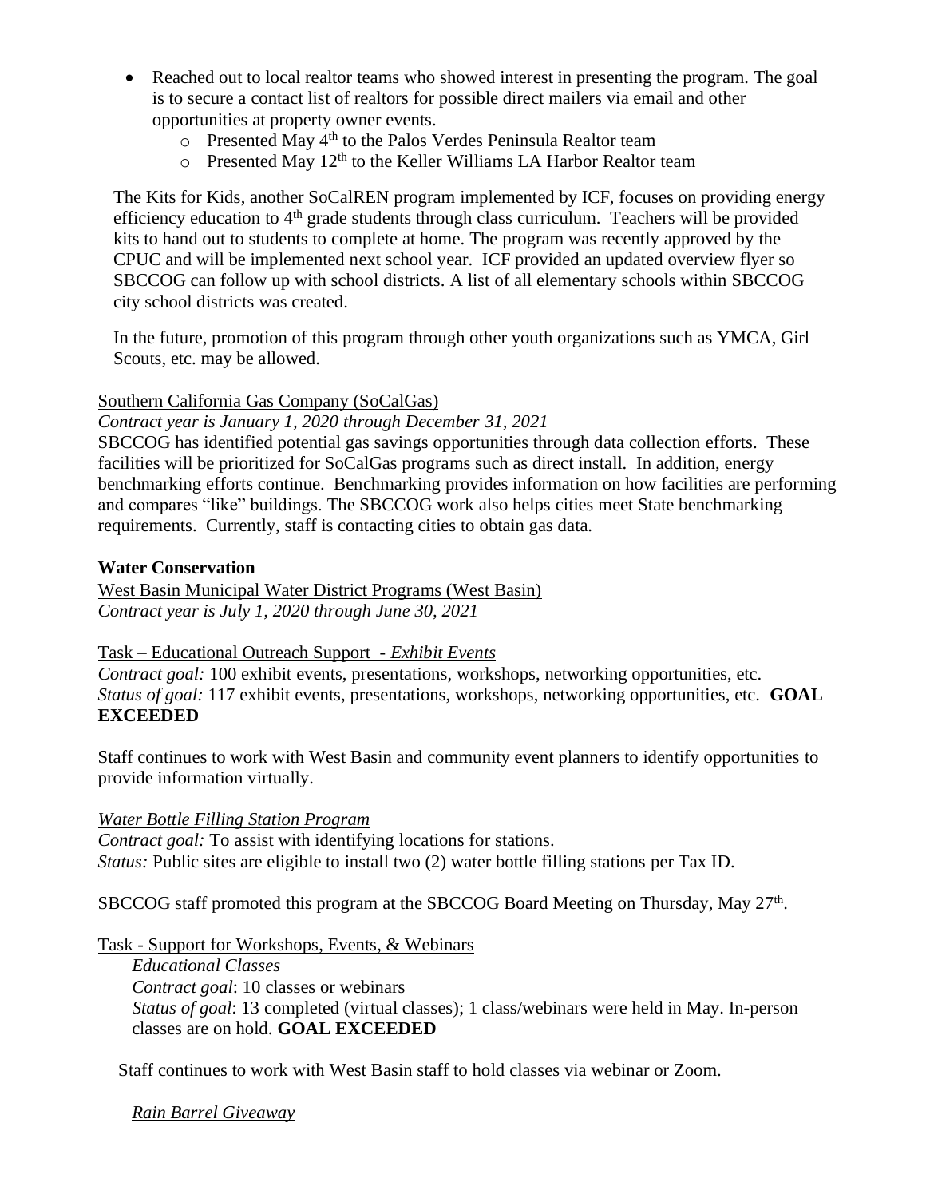- Reached out to local realtor teams who showed interest in presenting the program. The goal is to secure a contact list of realtors for possible direct mailers via email and other opportunities at property owner events.
    - Presented May 4th to the Palos Verdes Peninsula Realtor team
    - Presented May 12th to the Keller Williams LA Harbor Realtor team

The Kits for Kids, another SoCalREN program implemented by ICF, focuses on providing energy efficiency education to 4th grade students through class curriculum. Teachers will be provided kits to hand out to students to complete at home. The program was recently approved by the CPUC and will be implemented next school year. ICF provided an updated overview flyer so SBCCOG can follow up with school districts. A list of all elementary schools within SBCCOG city school districts was created.

In the future, promotion of this program through other youth organizations such as YMCA, Girl Scouts, etc. may be allowed.

<u>Southern California Gas Company (SoCalGas)</u>

*Contract year is January 1, 2020 through December 31, 2021*

SBCCOG has identified potential gas savings opportunities through data collection efforts. These facilities will be prioritized for SoCalGas programs such as direct install. In addition, energy benchmarking efforts continue. Benchmarking provides information on how facilities are performing and compares "like" buildings. The SBCCOG work also helps cities meet State benchmarking requirements. Currently, staff is contacting cities to obtain gas data.

**Water Conservation**

<u>West Basin Municipal Water District Programs (West Basin)</u>

*Contract year is July 1, 2020 through June 30, 2021*

<u>Task – Educational Outreach Support - *Exhibit Events*</u>

*Contract goal:* 100 exhibit events, presentations, workshops, networking opportunities, etc.

*Status of goal:* 117 exhibit events, presentations, workshops, networking opportunities, etc. **GOAL EXCEEDED**

Staff continues to work with West Basin and community event planners to identify opportunities to provide information virtually.

<u>*Water Bottle Filling Station Program*</u>

*Contract goal:* To assist with identifying locations for stations.

*Status:* Public sites are eligible to install two (2) water bottle filling stations per Tax ID.

SBCCOG staff promoted this program at the SBCCOG Board Meeting on Thursday, May 27th.

<u>Task - Support for Workshops, Events, & Webinars</u>

<u>*Educational Classes*</u>

*Contract goal*: 10 classes or webinars

*Status of goal*: 13 completed (virtual classes); 1 class/webinars were held in May. In-person classes are on hold. **GOAL EXCEEDED**

Staff continues to work with West Basin staff to hold classes via webinar or Zoom.

<u>*Rain Barrel Giveaway*</u>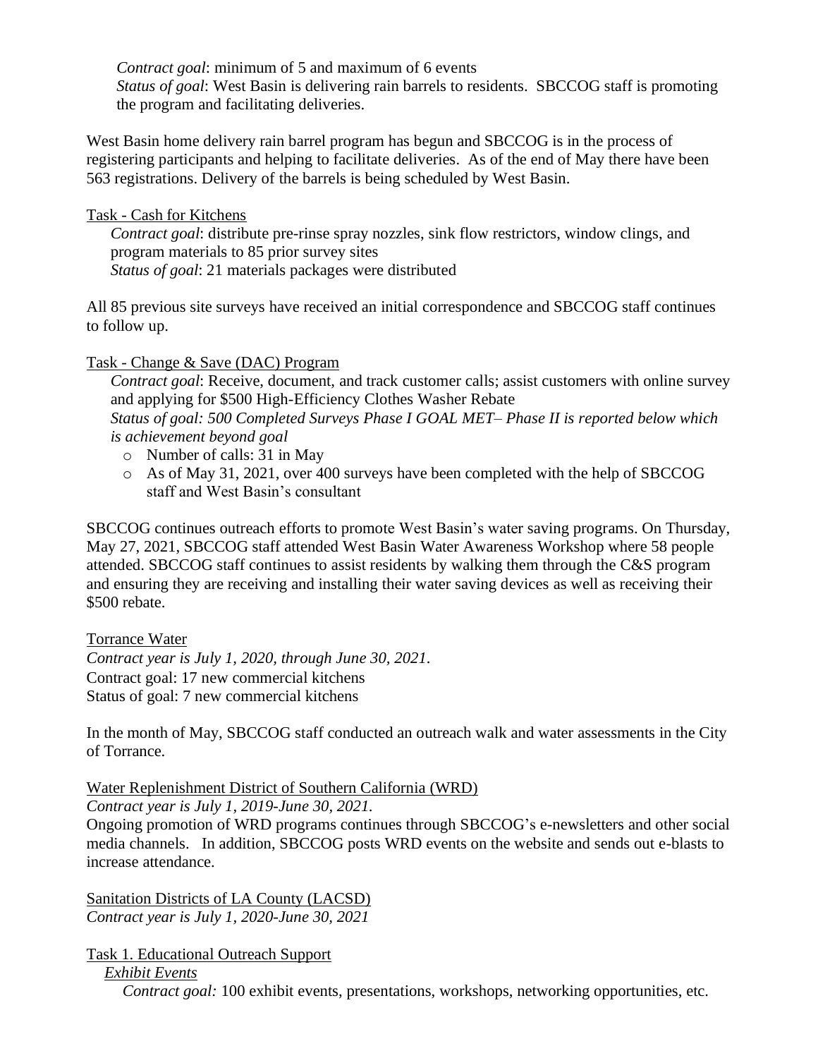*Contract goal*: minimum of 5 and maximum of 6 events
*Status of goal*: West Basin is delivering rain barrels to residents. SBCCOG staff is promoting the program and facilitating deliveries.

West Basin home delivery rain barrel program has begun and SBCCOG is in the process of registering participants and helping to facilitate deliveries. As of the end of May there have been 563 registrations. Delivery of the barrels is being scheduled by West Basin.

<u>Task - Cash for Kitchens</u>

*Contract goal*: distribute pre-rinse spray nozzles, sink flow restrictors, window clings, and program materials to 85 prior survey sites
*Status of goal*: 21 materials packages were distributed

All 85 previous site surveys have received an initial correspondence and SBCCOG staff continues to follow up.

<u>Task - Change & Save (DAC) Program</u>

*Contract goal*: Receive, document, and track customer calls; assist customers with online survey and applying for $500 High-Efficiency Clothes Washer Rebate
*Status of goal: 500 Completed Surveys Phase I GOAL MET– Phase II is reported below which is achievement beyond goal*

- Number of calls: 31 in May
- As of May 31, 2021, over 400 surveys have been completed with the help of SBCCOG staff and West Basin's consultant

SBCCOG continues outreach efforts to promote West Basin's water saving programs. On Thursday, May 27, 2021, SBCCOG staff attended West Basin Water Awareness Workshop where 58 people attended. SBCCOG staff continues to assist residents by walking them through the C&S program and ensuring they are receiving and installing their water saving devices as well as receiving their $500 rebate.

<u>Torrance Water</u>
*Contract year is July 1, 2020, through June 30, 2021.*
Contract goal: 17 new commercial kitchens
Status of goal: 7 new commercial kitchens

In the month of May, SBCCOG staff conducted an outreach walk and water assessments in the City of Torrance.

<u>Water Replenishment District of Southern California (WRD)</u>
*Contract year is July 1, 2019-June 30, 2021.*
Ongoing promotion of WRD programs continues through SBCCOG's e-newsletters and other social media channels. In addition, SBCCOG posts WRD events on the website and sends out e-blasts to increase attendance.

<u>Sanitation Districts of LA County (LACSD)</u>
*Contract year is July 1, 2020-June 30, 2021*

<u>Task 1. Educational Outreach Support</u>

*<u>Exhibit Events</u>*

*Contract goal:* 100 exhibit events, presentations, workshops, networking opportunities, etc.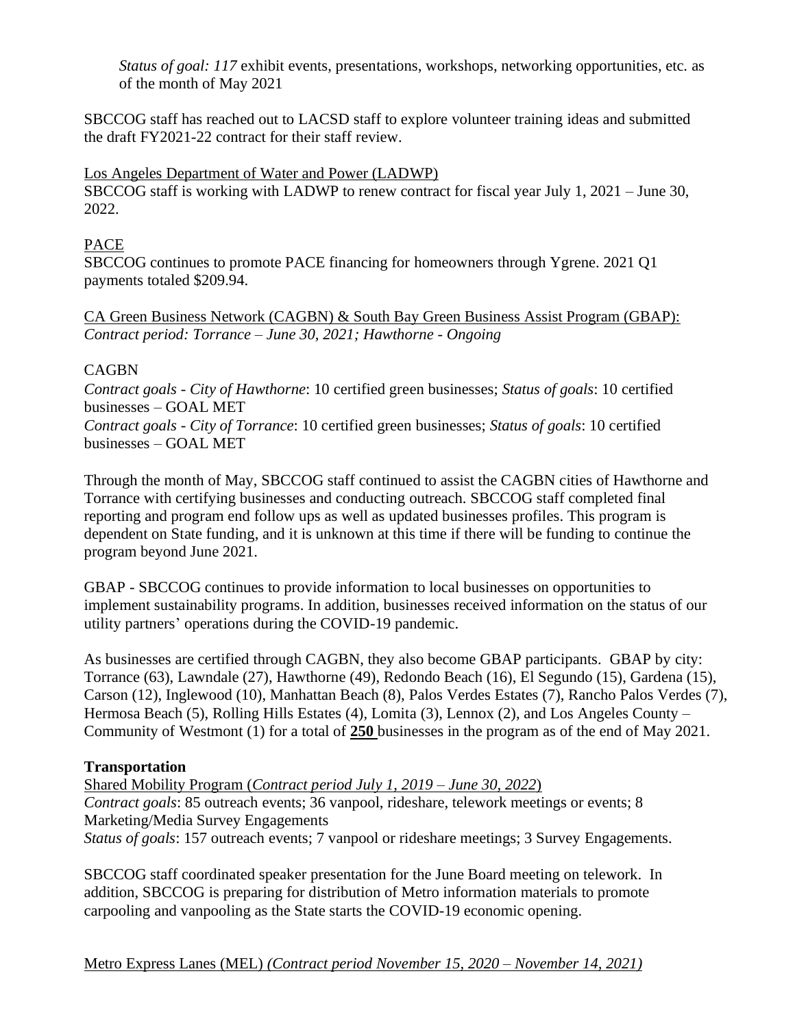*Status of goal: 117* exhibit events, presentations, workshops, networking opportunities, etc. as of the month of May 2021

SBCCOG staff has reached out to LACSD staff to explore volunteer training ideas and submitted the draft FY2021-22 contract for their staff review.

Los Angeles Department of Water and Power (LADWP)
SBCCOG staff is working with LADWP to renew contract for fiscal year July 1, 2021 – June 30, 2022.

PACE
SBCCOG continues to promote PACE financing for homeowners through Ygrene. 2021 Q1 payments totaled $209.94.

CA Green Business Network (CAGBN) & South Bay Green Business Assist Program (GBAP):
*Contract period: Torrance – June 30, 2021; Hawthorne - Ongoing*

CAGBN
*Contract goals - City of Hawthorne*: 10 certified green businesses; *Status of goals*: 10 certified businesses – GOAL MET
*Contract goals - City of Torrance*: 10 certified green businesses; *Status of goals*: 10 certified businesses – GOAL MET

Through the month of May, SBCCOG staff continued to assist the CAGBN cities of Hawthorne and Torrance with certifying businesses and conducting outreach. SBCCOG staff completed final reporting and program end follow ups as well as updated businesses profiles. This program is dependent on State funding, and it is unknown at this time if there will be funding to continue the program beyond June 2021.

GBAP - SBCCOG continues to provide information to local businesses on opportunities to implement sustainability programs. In addition, businesses received information on the status of our utility partners' operations during the COVID-19 pandemic.

As businesses are certified through CAGBN, they also become GBAP participants. GBAP by city: Torrance (63), Lawndale (27), Hawthorne (49), Redondo Beach (16), El Segundo (15), Gardena (15), Carson (12), Inglewood (10), Manhattan Beach (8), Palos Verdes Estates (7), Rancho Palos Verdes (7), Hermosa Beach (5), Rolling Hills Estates (4), Lomita (3), Lennox (2), and Los Angeles County – Community of Westmont (1) for a total of **250** businesses in the program as of the end of May 2021.

**Transportation**

Shared Mobility Program (*Contract period July 1, 2019 – June 30, 2022*)
*Contract goals*: 85 outreach events; 36 vanpool, rideshare, telework meetings or events; 8 Marketing/Media Survey Engagements
*Status of goals*: 157 outreach events; 7 vanpool or rideshare meetings; 3 Survey Engagements.

SBCCOG staff coordinated speaker presentation for the June Board meeting on telework. In addition, SBCCOG is preparing for distribution of Metro information materials to promote carpooling and vanpooling as the State starts the COVID-19 economic opening.

Metro Express Lanes (MEL) *(Contract period November 15, 2020 – November 14, 2021)*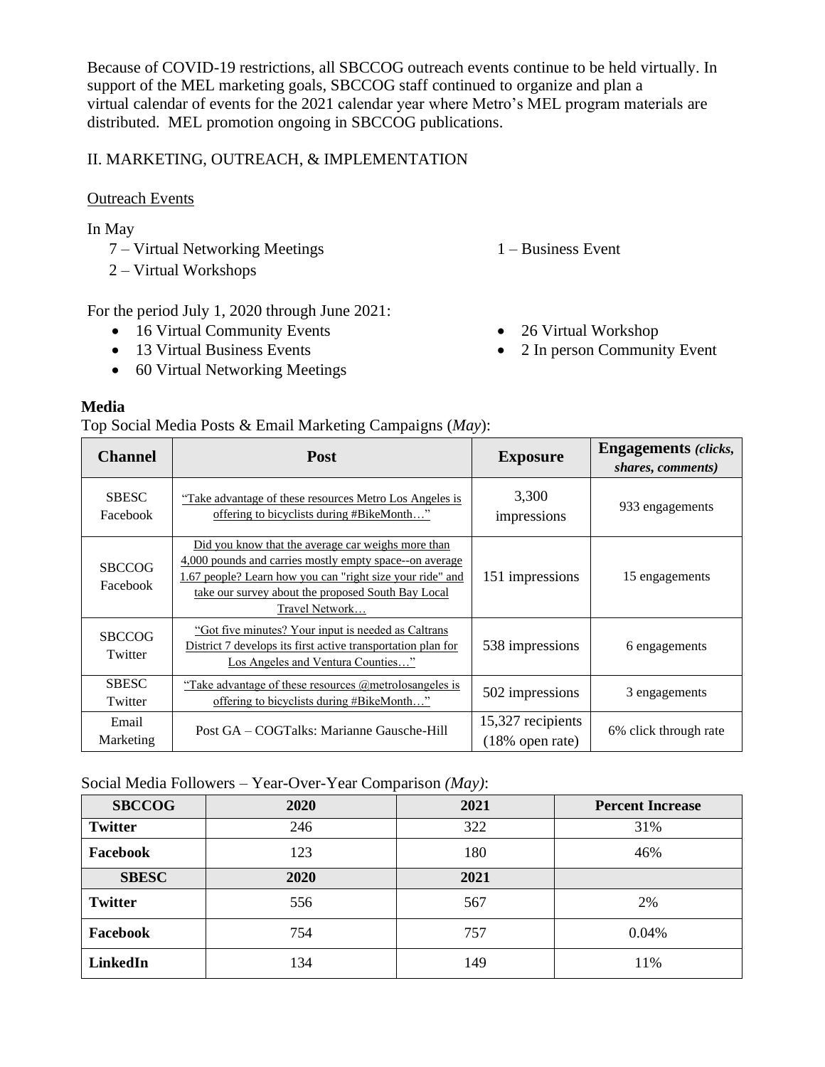Because of COVID-19 restrictions, all SBCCOG outreach events continue to be held virtually. In support of the MEL marketing goals, SBCCOG staff continued to organize and plan a virtual calendar of events for the 2021 calendar year where Metro's MEL program materials are distributed. MEL promotion ongoing in SBCCOG publications.

II. MARKETING, OUTREACH, & IMPLEMENTATION

Outreach Events

In May

- 7 – Virtual Networking Meetings
- 2 – Virtual Workshops
- 1 – Business Event

For the period July 1, 2020 through June 2021:

- 16 Virtual Community Events
- 13 Virtual Business Events
- 60 Virtual Networking Meetings
- 26 Virtual Workshop
- 2 In person Community Event

**Media**

Top Social Media Posts & Email Marketing Campaigns (*May*):

| Channel | Post | Exposure | Engagements *(clicks, shares, comments)* |
|---|---|---|---|
| SBESC Facebook | "Take advantage of these resources Metro Los Angeles is offering to bicyclists during #BikeMonth…" | 3,300 impressions | 933 engagements |
| SBCCOG Facebook | Did you know that the average car weighs more than 4,000 pounds and carries mostly empty space--on average 1.67 people? Learn how you can "right size your ride" and take our survey about the proposed South Bay Local Travel Network… | 151 impressions | 15 engagements |
| SBCCOG Twitter | "Got five minutes? Your input is needed as Caltrans District 7 develops its first active transportation plan for Los Angeles and Ventura Counties…" | 538 impressions | 6 engagements |
| SBESC Twitter | "Take advantage of these resources @metrolosangeles is offering to bicyclists during #BikeMonth…" | 502 impressions | 3 engagements |
| Email Marketing | Post GA – COGTalks: Marianne Gausche-Hill | 15,327 recipients (18% open rate) | 6% click through rate |

Social Media Followers – Year-Over-Year Comparison *(May)*:

| SBCCOG | 2020 | 2021 | Percent Increase |
|---|---|---|---|
| **Twitter** | 246 | 322 | 31% |
| **Facebook** | 123 | 180 | 46% |
| **SBESC** | **2020** | **2021** | |
| **Twitter** | 556 | 567 | 2% |
| **Facebook** | 754 | 757 | 0.04% |
| **LinkedIn** | 134 | 149 | 11% |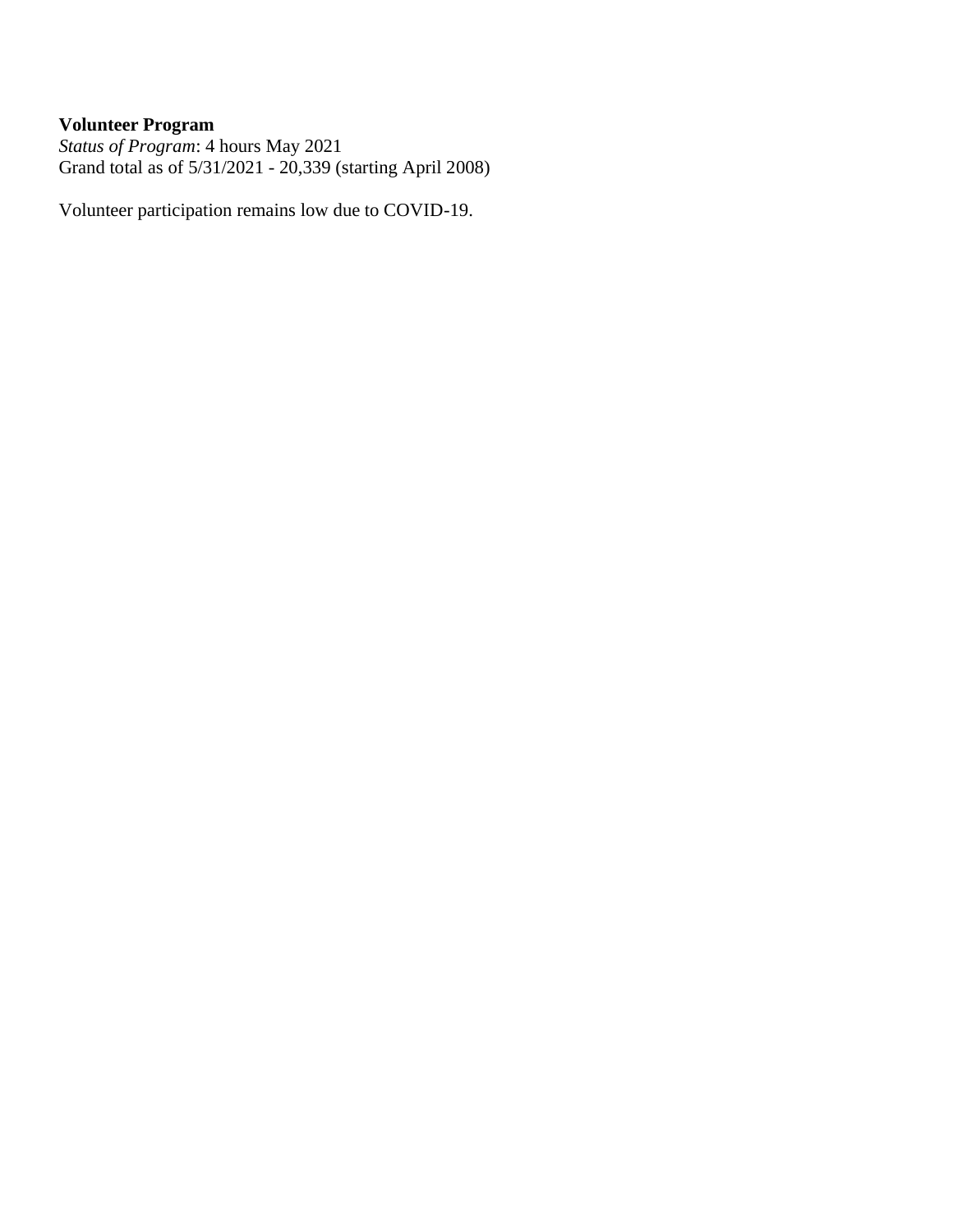**Volunteer Program**

*Status of Program*: 4 hours May 2021
Grand total as of 5/31/2021 - 20,339 (starting April 2008)

Volunteer participation remains low due to COVID-19.